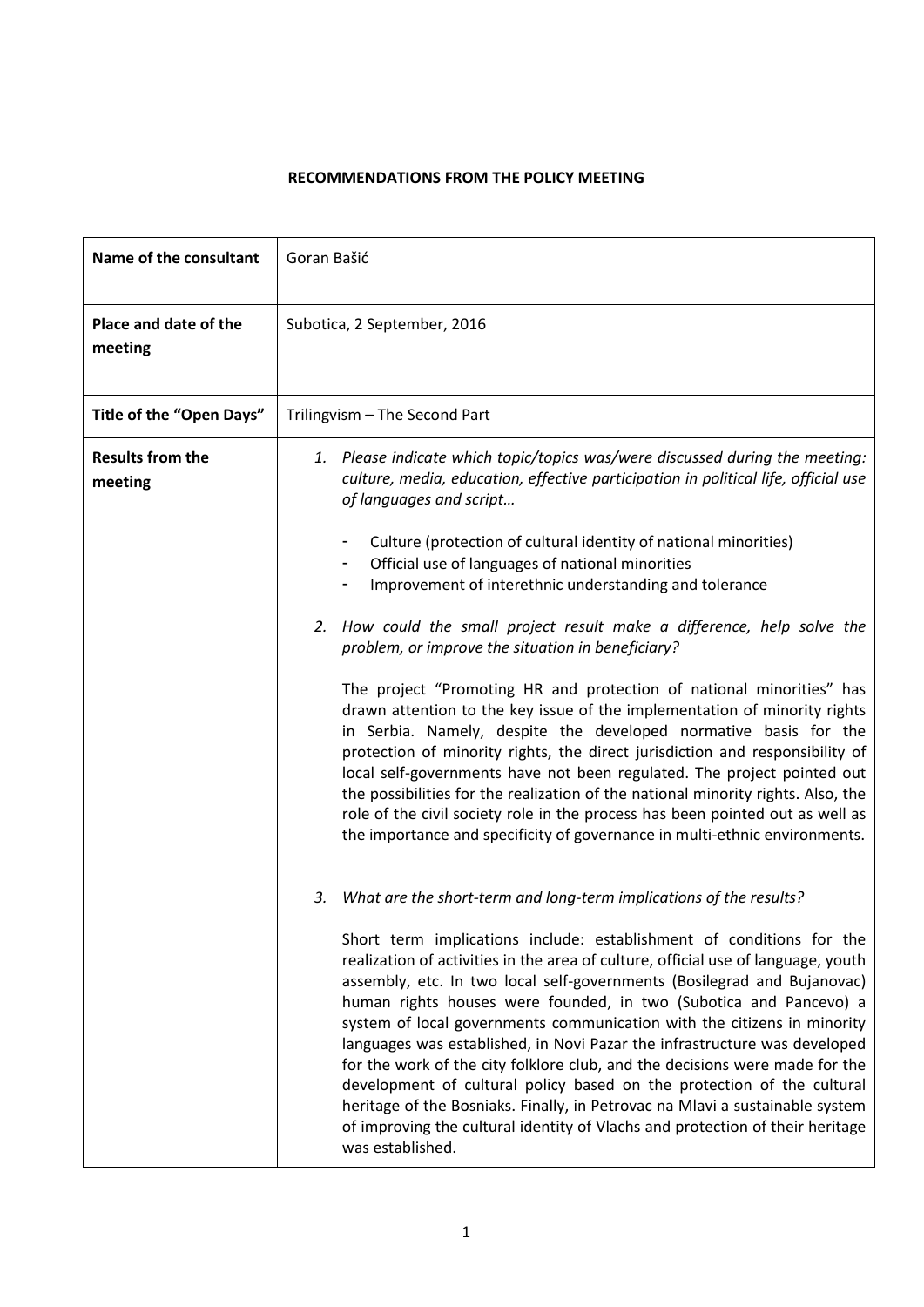**RECOMMENDATIONS FROM THE POLICY MEETING**

| | |
|---|---|
| **Name of the consultant** | Goran Bašić |
| **Place and date of the meeting** | Subotica, 2 September, 2016 |
| **Title of the "Open Days"** | Trilingvism – The Second Part |
| **Results from the meeting** | 1. *Please indicate which topic/topics was/were discussed during the meeting: culture, media, education, effective participation in political life, official use of languages and script…*<br><br>- Culture (protection of cultural identity of national minorities)<br>- Official use of languages of national minorities<br>- Improvement of interethnic understanding and tolerance<br><br>2. *How could the small project result make a difference, help solve the problem, or improve the situation in beneficiary?*<br><br>The project "Promoting HR and protection of national minorities" has drawn attention to the key issue of the implementation of minority rights in Serbia. Namely, despite the developed normative basis for the protection of minority rights, the direct jurisdiction and responsibility of local self-governments have not been regulated. The project pointed out the possibilities for the realization of the national minority rights. Also, the role of the civil society role in the process has been pointed out as well as the importance and specificity of governance in multi-ethnic environments.<br><br>3. *What are the short-term and long-term implications of the results?*<br><br>Short term implications include: establishment of conditions for the realization of activities in the area of culture, official use of language, youth assembly, etc. In two local self-governments (Bosilegrad and Bujanovac) human rights houses were founded, in two (Subotica and Pancevo) a system of local governments communication with the citizens in minority languages was established, in Novi Pazar the infrastructure was developed for the work of the city folklore club, and the decisions were made for the development of cultural policy based on the protection of the cultural heritage of the Bosniaks. Finally, in Petrovac na Mlavi a sustainable system of improving the cultural identity of Vlachs and protection of their heritage was established. |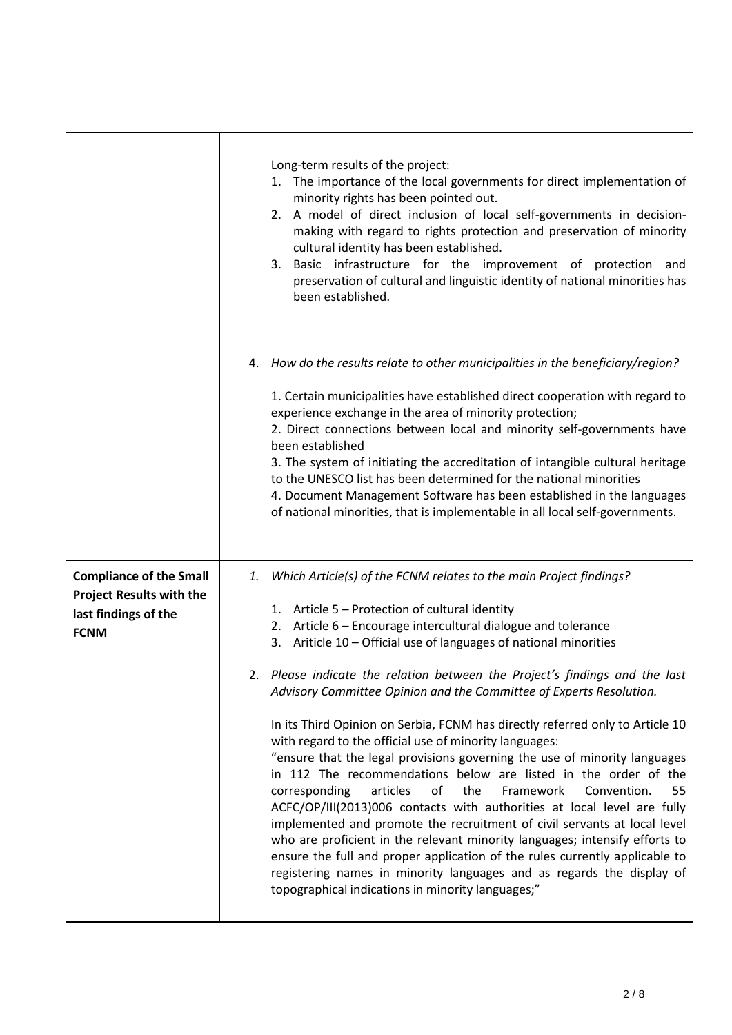| | |
|---|---|
| | Long-term results of the project:<br>1. The importance of the local governments for direct implementation of minority rights has been pointed out.<br>2. A model of direct inclusion of local self-governments in decision-making with regard to rights protection and preservation of minority cultural identity has been established.<br>3. Basic infrastructure for the improvement of protection and preservation of cultural and linguistic identity of national minorities has been established.<br><br>4. *How do the results relate to other municipalities in the beneficiary/region?*<br><br>1. Certain municipalities have established direct cooperation with regard to experience exchange in the area of minority protection;<br>2. Direct connections between local and minority self-governments have been established<br>3. The system of initiating the accreditation of intangible cultural heritage to the UNESCO list has been determined for the national minorities<br>4. Document Management Software has been established in the languages of national minorities, that is implementable in all local self-governments. |
| **Compliance of the Small Project Results with the last findings of the FCNM** | 1. *Which Article(s) of the FCNM relates to the main Project findings?*<br><br>1. Article 5 – Protection of cultural identity<br>2. Article 6 – Encourage intercultural dialogue and tolerance<br>3. Ariticle 10 – Official use of languages of national minorities<br><br>2. *Please indicate the relation between the Project's findings and the last Advisory Committee Opinion and the Committee of Experts Resolution.*<br><br>In its Third Opinion on Serbia, FCNM has directly referred only to Article 10 with regard to the official use of minority languages:<br>"ensure that the legal provisions governing the use of minority languages in 112 The recommendations below are listed in the order of the corresponding articles of the Framework Convention. 55 ACFC/OP/III(2013)006 contacts with authorities at local level are fully implemented and promote the recruitment of civil servants at local level who are proficient in the relevant minority languages; intensify efforts to ensure the full and proper application of the rules currently applicable to registering names in minority languages and as regards the display of topographical indications in minority languages;" |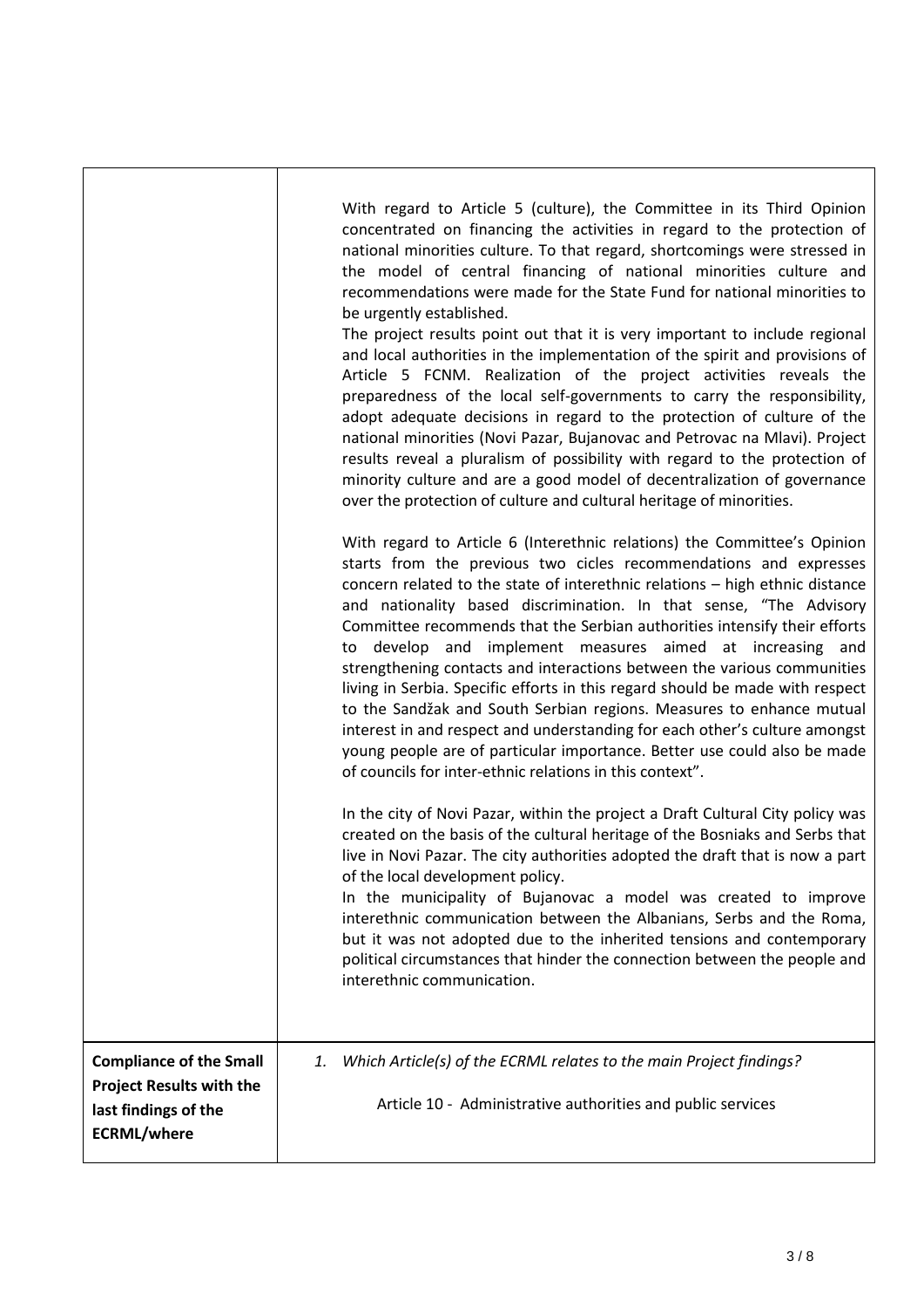| | |
|---|---|
| | With regard to Article 5 (culture), the Committee in its Third Opinion concentrated on financing the activities in regard to the protection of national minorities culture. To that regard, shortcomings were stressed in the model of central financing of national minorities culture and recommendations were made for the State Fund for national minorities to be urgently established.<br>The project results point out that it is very important to include regional and local authorities in the implementation of the spirit and provisions of Article 5 FCNM. Realization of the project activities reveals the preparedness of the local self-governments to carry the responsibility, adopt adequate decisions in regard to the protection of culture of the national minorities (Novi Pazar, Bujanovac and Petrovac na Mlavi). Project results reveal a pluralism of possibility with regard to the protection of minority culture and are a good model of decentralization of governance over the protection of culture and cultural heritage of minorities.<br><br>With regard to Article 6 (Interethnic relations) the Committee's Opinion starts from the previous two cicles recommendations and expresses concern related to the state of interethnic relations – high ethnic distance and nationality based discrimination. In that sense, "The Advisory Committee recommends that the Serbian authorities intensify their efforts to develop and implement measures aimed at increasing and strengthening contacts and interactions between the various communities living in Serbia. Specific efforts in this regard should be made with respect to the Sandžak and South Serbian regions. Measures to enhance mutual interest in and respect and understanding for each other's culture amongst young people are of particular importance. Better use could also be made of councils for inter-ethnic relations in this context".<br><br>In the city of Novi Pazar, within the project a Draft Cultural City policy was created on the basis of the cultural heritage of the Bosniaks and Serbs that live in Novi Pazar. The city authorities adopted the draft that is now a part of the local development policy.<br>In the municipality of Bujanovac a model was created to improve interethnic communication between the Albanians, Serbs and the Roma, but it was not adopted due to the inherited tensions and contemporary political circumstances that hinder the connection between the people and interethnic communication. |
| **Compliance of the Small Project Results with the last findings of the ECRML/where** | 1. *Which Article(s) of the ECRML relates to the main Project findings?*<br><br>Article 10 - Administrative authorities and public services |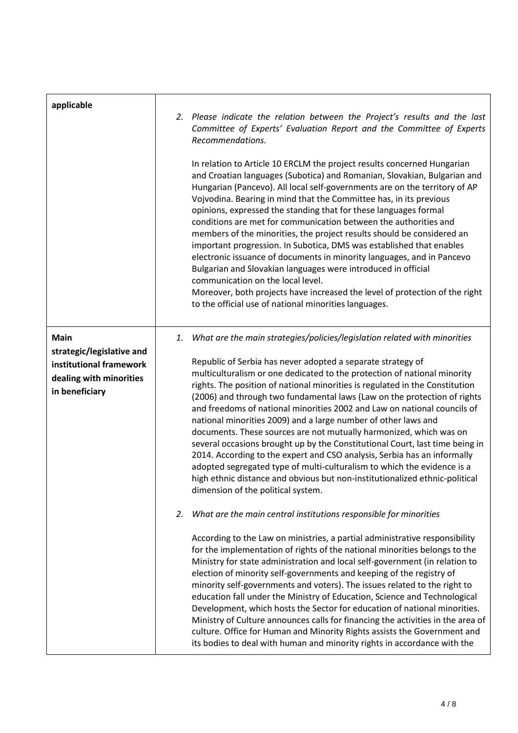| | |
|---|---|
| **applicable** | 2. *Please indicate the relation between the Project's results and the last Committee of Experts' Evaluation Report and the Committee of Experts Recommendations.*<br><br>In relation to Article 10 ERCLM the project results concerned Hungarian and Croatian languages (Subotica) and Romanian, Slovakian, Bulgarian and Hungarian (Pancevo). All local self-governments are on the territory of AP Vojvodina. Bearing in mind that the Committee has, in its previous opinions, expressed the standing that for these languages formal conditions are met for communication between the authorities and members of the minorities, the project results should be considered an important progression. In Subotica, DMS was established that enables electronic issuance of documents in minority languages, and in Pancevo Bulgarian and Slovakian languages were introduced in official communication on the local level.<br>Moreover, both projects have increased the level of protection of the right to the official use of national minorities languages. |
| **Main strategic/legislative and institutional framework dealing with minorities in beneficiary** | 1. *What are the main strategies/policies/legislation related with minorities*<br><br>Republic of Serbia has never adopted a separate strategy of multiculturalism or one dedicated to the protection of national minority rights. The position of national minorities is regulated in the Constitution (2006) and through two fundamental laws (Law on the protection of rights and freedoms of national minorities 2002 and Law on national councils of national minorities 2009) and a large number of other laws and documents. These sources are not mutually harmonized, which was on several occasions brought up by the Constitutional Court, last time being in 2014. According to the expert and CSO analysis, Serbia has an informally adopted segregated type of multi-culturalism to which the evidence is a high ethnic distance and obvious but non-institutionalized ethnic-political dimension of the political system.<br><br>2. *What are the main central institutions responsible for minorities*<br><br>According to the Law on ministries, a partial administrative responsibility for the implementation of rights of the national minorities belongs to the Ministry for state administration and local self-government (in relation to election of minority self-governments and keeping of the registry of minority self-governments and voters). The issues related to the right to education fall under the Ministry of Education, Science and Technological Development, which hosts the Sector for education of national minorities. Ministry of Culture announces calls for financing the activities in the area of culture. Office for Human and Minority Rights assists the Government and its bodies to deal with human and minority rights in accordance with the |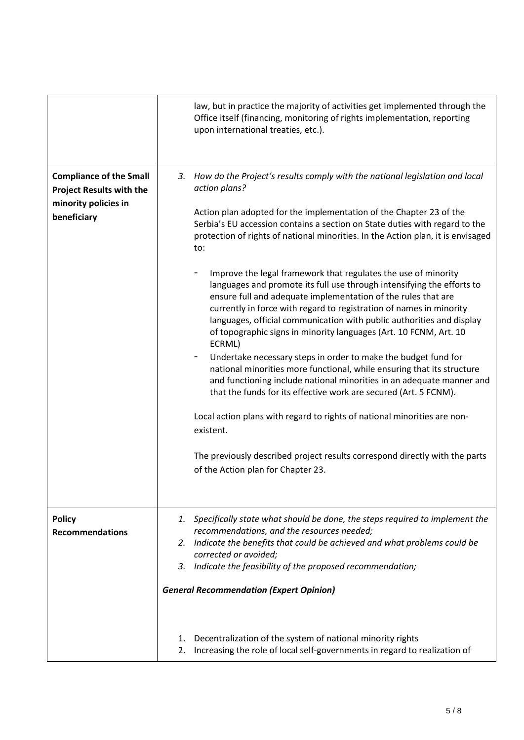| | |
|---|---|
| | law, but in practice the majority of activities get implemented through the Office itself (financing, monitoring of rights implementation, reporting upon international treaties, etc.). |
| **Compliance of the Small Project Results with the minority policies in beneficiary** | 3. *How do the Project's results comply with the national legislation and local action plans?*<br><br>Action plan adopted for the implementation of the Chapter 23 of the Serbia's EU accession contains a section on State duties with regard to the protection of rights of national minorities. In the Action plan, it is envisaged to:<br><br>- Improve the legal framework that regulates the use of minority languages and promote its full use through intensifying the efforts to ensure full and adequate implementation of the rules that are currently in force with regard to registration of names in minority languages, official communication with public authorities and display of topographic signs in minority languages (Art. 10 FCNM, Art. 10 ECRML)<br>- Undertake necessary steps in order to make the budget fund for national minorities more functional, while ensuring that its structure and functioning include national minorities in an adequate manner and that the funds for its effective work are secured (Art. 5 FCNM).<br><br>Local action plans with regard to rights of national minorities are non-existent.<br><br>The previously described project results correspond directly with the parts of the Action plan for Chapter 23. |
| **Policy Recommendations** | 1. *Specifically state what should be done, the steps required to implement the recommendations, and the resources needed;*<br>2. *Indicate the benefits that could be achieved and what problems could be corrected or avoided;*<br>3. *Indicate the feasibility of the proposed recommendation;*<br><br>***General Recommendation (Expert Opinion)***<br><br>1. Decentralization of the system of national minority rights<br>2. Increasing the role of local self-governments in regard to realization of |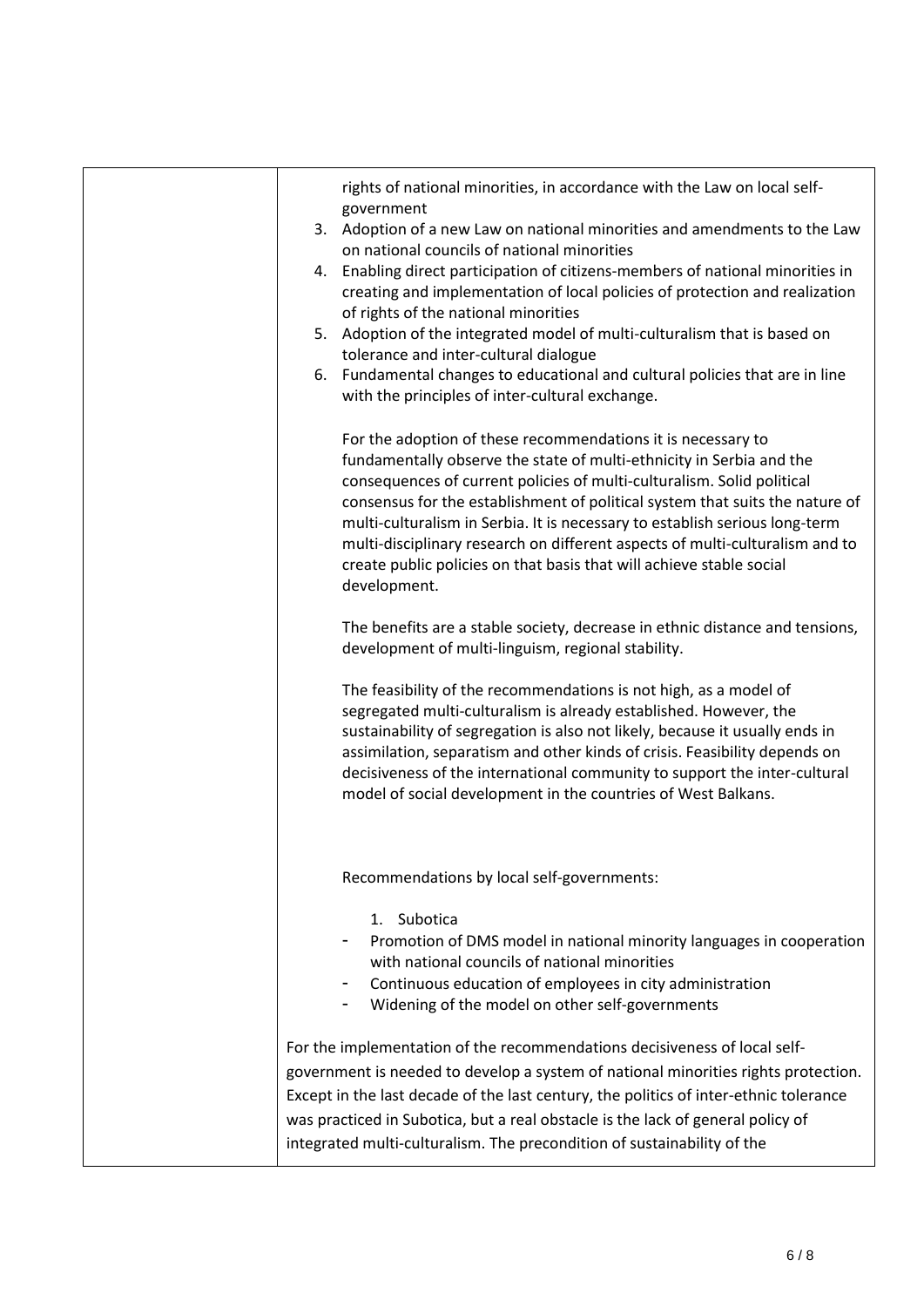| | |
|---|---|
| | rights of national minorities, in accordance with the Law on local self-government<br>3. Adoption of a new Law on national minorities and amendments to the Law on national councils of national minorities<br>4. Enabling direct participation of citizens-members of national minorities in creating and implementation of local policies of protection and realization of rights of the national minorities<br>5. Adoption of the integrated model of multi-culturalism that is based on tolerance and inter-cultural dialogue<br>6. Fundamental changes to educational and cultural policies that are in line with the principles of inter-cultural exchange.<br><br>For the adoption of these recommendations it is necessary to fundamentally observe the state of multi-ethnicity in Serbia and the consequences of current policies of multi-culturalism. Solid political consensus for the establishment of political system that suits the nature of multi-culturalism in Serbia. It is necessary to establish serious long-term multi-disciplinary research on different aspects of multi-culturalism and to create public policies on that basis that will achieve stable social development.<br><br>The benefits are a stable society, decrease in ethnic distance and tensions, development of multi-linguism, regional stability.<br><br>The feasibility of the recommendations is not high, as a model of segregated multi-culturalism is already established. However, the sustainability of segregation is also not likely, because it usually ends in assimilation, separatism and other kinds of crisis. Feasibility depends on decisiveness of the international community to support the inter-cultural model of social development in the countries of West Balkans.<br><br>Recommendations by local self-governments:<br><br>1. Subotica<br>- Promotion of DMS model in national minority languages in cooperation with national councils of national minorities<br>- Continuous education of employees in city administration<br>- Widening of the model on other self-governments<br><br>For the implementation of the recommendations decisiveness of local self-government is needed to develop a system of national minorities rights protection. Except in the last decade of the last century, the politics of inter-ethnic tolerance was practiced in Subotica, but a real obstacle is the lack of general policy of integrated multi-culturalism. The precondition of sustainability of the |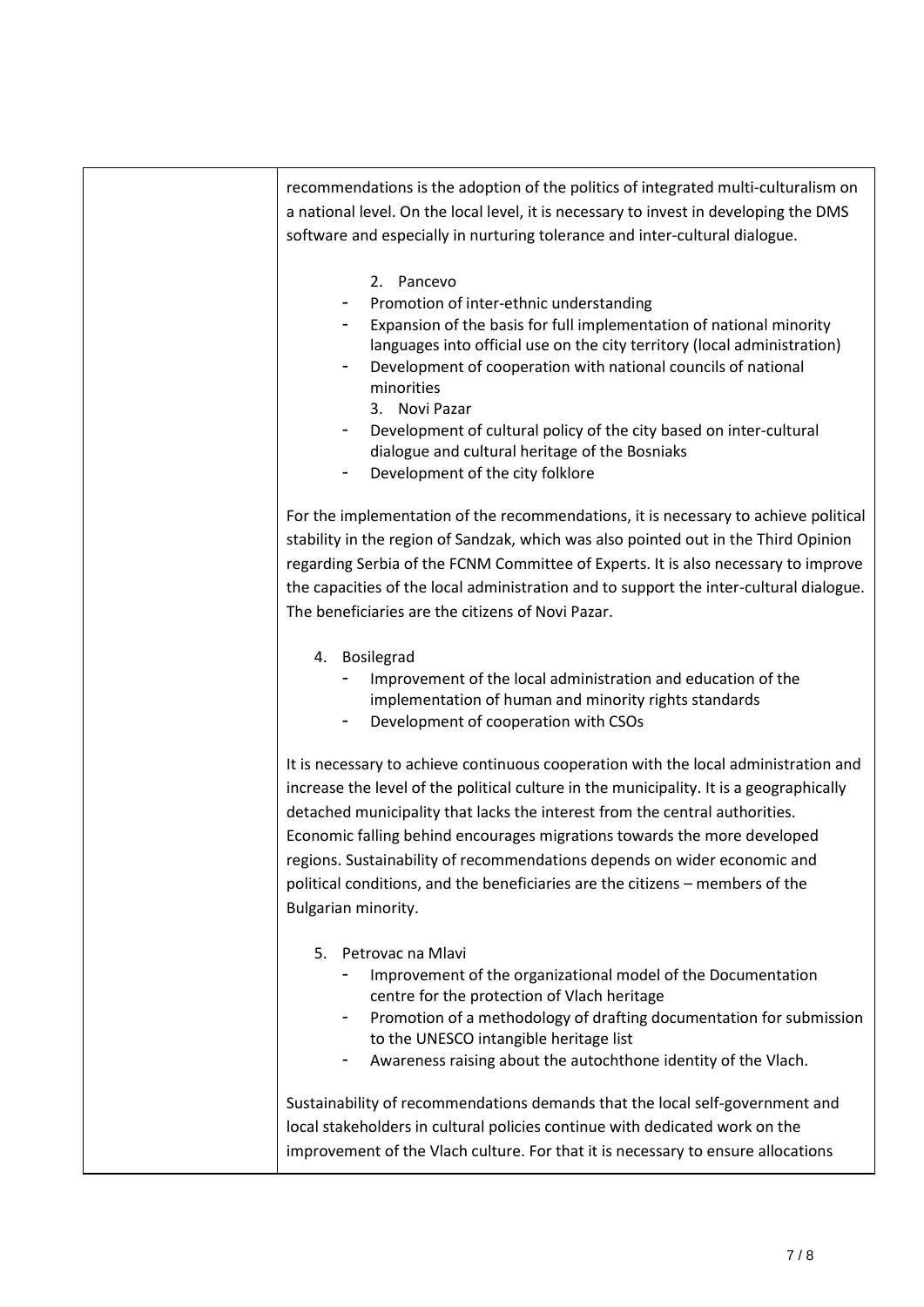| | |
|---|---|
| | recommendations is the adoption of the politics of integrated multi-culturalism on a national level. On the local level, it is necessary to invest in developing the DMS software and especially in nurturing tolerance and inter-cultural dialogue.<br><br>2. Pancevo<br>- Promotion of inter-ethnic understanding<br>- Expansion of the basis for full implementation of national minority languages into official use on the city territory (local administration)<br>- Development of cooperation with national councils of national minorities<br><br>3. Novi Pazar<br>- Development of cultural policy of the city based on inter-cultural dialogue and cultural heritage of the Bosniaks<br>- Development of the city folklore<br><br>For the implementation of the recommendations, it is necessary to achieve political stability in the region of Sandzak, which was also pointed out in the Third Opinion regarding Serbia of the FCNM Committee of Experts. It is also necessary to improve the capacities of the local administration and to support the inter-cultural dialogue. The beneficiaries are the citizens of Novi Pazar.<br><br>4. Bosilegrad<br>- Improvement of the local administration and education of the implementation of human and minority rights standards<br>- Development of cooperation with CSOs<br><br>It is necessary to achieve continuous cooperation with the local administration and increase the level of the political culture in the municipality. It is a geographically detached municipality that lacks the interest from the central authorities. Economic falling behind encourages migrations towards the more developed regions. Sustainability of recommendations depends on wider economic and political conditions, and the beneficiaries are the citizens – members of the Bulgarian minority.<br><br>5. Petrovac na Mlavi<br>- Improvement of the organizational model of the Documentation centre for the protection of Vlach heritage<br>- Promotion of a methodology of drafting documentation for submission to the UNESCO intangible heritage list<br>- Awareness raising about the autochthone identity of the Vlach.<br><br>Sustainability of recommendations demands that the local self-government and local stakeholders in cultural policies continue with dedicated work on the improvement of the Vlach culture. For that it is necessary to ensure allocations |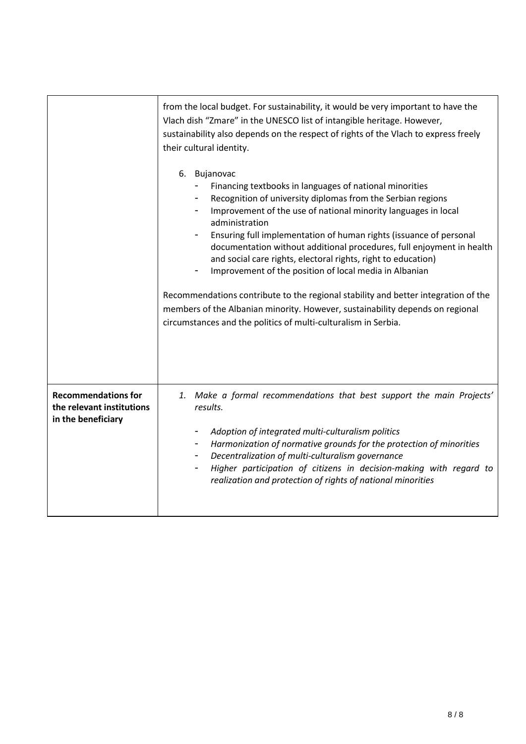| | |
|---|---|
| | from the local budget. For sustainability, it would be very important to have the Vlach dish "Zmare" in the UNESCO list of intangible heritage. However, sustainability also depends on the respect of rights of the Vlach to express freely their cultural identity.<br><br>6. Bujanovac<br>- Financing textbooks in languages of national minorities<br>- Recognition of university diplomas from the Serbian regions<br>- Improvement of the use of national minority languages in local administration<br>- Ensuring full implementation of human rights (issuance of personal documentation without additional procedures, full enjoyment in health and social care rights, electoral rights, right to education)<br>- Improvement of the position of local media in Albanian<br><br>Recommendations contribute to the regional stability and better integration of the members of the Albanian minority. However, sustainability depends on regional circumstances and the politics of multi-culturalism in Serbia. |
| **Recommendations for the relevant institutions in the beneficiary** | *1. Make a formal recommendations that best support the main Projects' results.*<br><br>- *Adoption of integrated multi-culturalism politics*<br>- *Harmonization of normative grounds for the protection of minorities*<br>- *Decentralization of multi-culturalism governance*<br>- *Higher participation of citizens in decision-making with regard to realization and protection of rights of national minorities* |